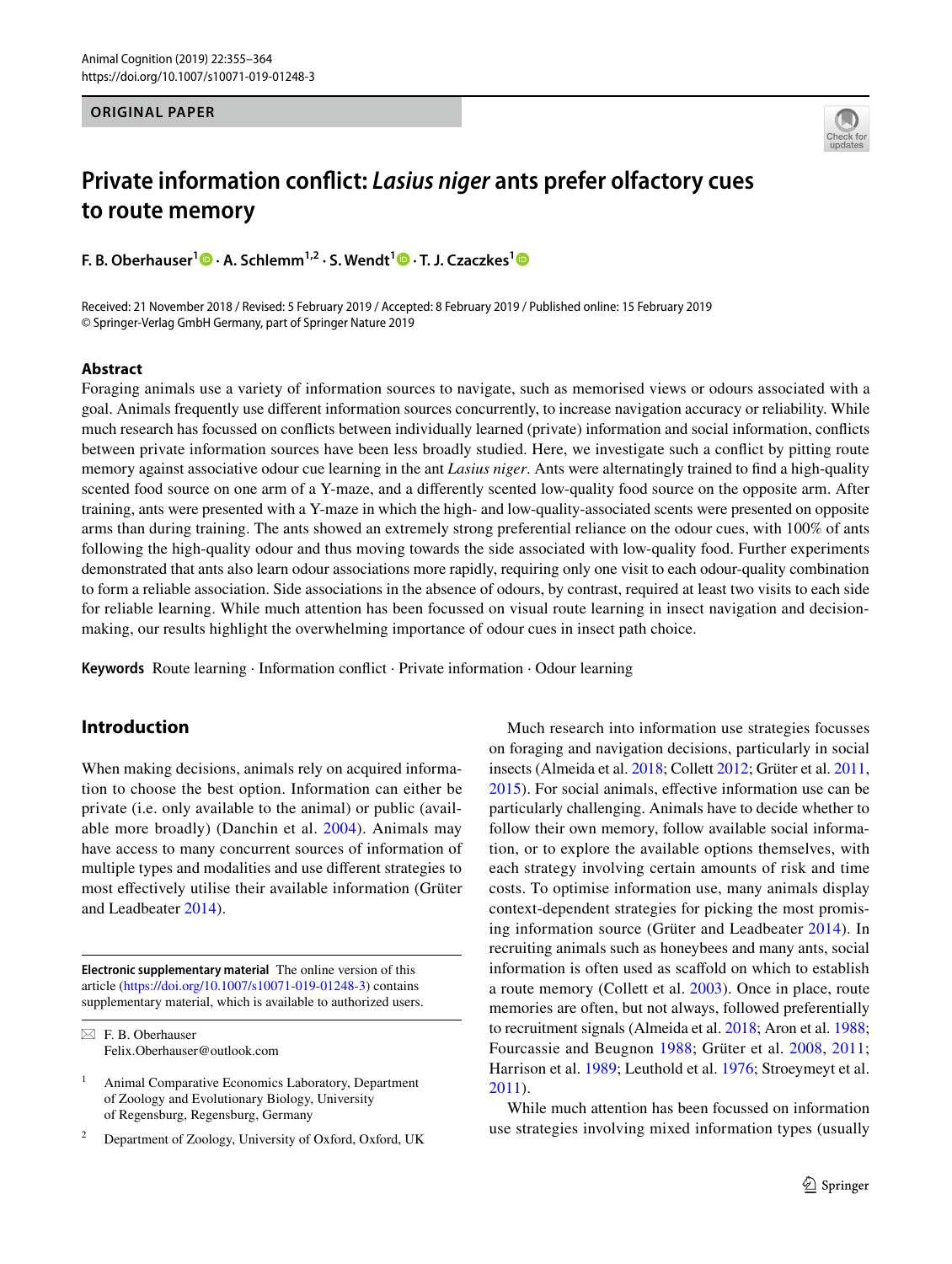ORIGINAL PAPER

# Private information conflict: *Lasius niger* ants prefer olfactory cues to route memory

**F. B. Oberhauser[1] · A. Schlemm[1,2] · S. Wendt[1] · T. J. Czaczkes[1]**

Received: 21 November 2018 / Revised: 5 February 2019 / Accepted: 8 February 2019 / Published online: 15 February 2019
© Springer-Verlag GmbH Germany, part of Springer Nature 2019

## Abstract

Foraging animals use a variety of information sources to navigate, such as memorised views or odours associated with a goal. Animals frequently use different information sources concurrently, to increase navigation accuracy or reliability. While much research has focussed on conflicts between individually learned (private) information and social information, conflicts between private information sources have been less broadly studied. Here, we investigate such a conflict by pitting route memory against associative odour cue learning in the ant *Lasius niger*. Ants were alternatingly trained to find a high-quality scented food source on one arm of a Y-maze, and a differently scented low-quality food source on the opposite arm. After training, ants were presented with a Y-maze in which the high- and low-quality-associated scents were presented on opposite arms than during training. The ants showed an extremely strong preferential reliance on the odour cues, with 100% of ants following the high-quality odour and thus moving towards the side associated with low-quality food. Further experiments demonstrated that ants also learn odour associations more rapidly, requiring only one visit to each odour-quality combination to form a reliable association. Side associations in the absence of odours, by contrast, required at least two visits to each side for reliable learning. While much attention has been focussed on visual route learning in insect navigation and decision-making, our results highlight the overwhelming importance of odour cues in insect path choice.

**Keywords** Route learning · Information conflict · Private information · Odour learning

## Introduction

When making decisions, animals rely on acquired information to choose the best option. Information can either be private (i.e. only available to the animal) or public (available more broadly) (Danchin et al. 2004). Animals may have access to many concurrent sources of information of multiple types and modalities and use different strategies to most effectively utilise their available information (Grüter and Leadbeater 2014).

Much research into information use strategies focusses on foraging and navigation decisions, particularly in social insects (Almeida et al. 2018; Collett 2012; Grüter et al. 2011, 2015). For social animals, effective information use can be particularly challenging. Animals have to decide whether to follow their own memory, follow available social information, or to explore the available options themselves, with each strategy involving certain amounts of risk and time costs. To optimise information use, many animals display context-dependent strategies for picking the most promising information source (Grüter and Leadbeater 2014). In recruiting animals such as honeybees and many ants, social information is often used as scaffold on which to establish a route memory (Collett et al. 2003). Once in place, route memories are often, but not always, followed preferentially to recruitment signals (Almeida et al. 2018; Aron et al. 1988; Fourcassie and Beugnon 1988; Grüter et al. 2008, 2011; Harrison et al. 1989; Leuthold et al. 1976; Stroeymeyt et al. 2011).

While much attention has been focussed on information use strategies involving mixed information types (usually

**Electronic supplementary material** The online version of this article (https://doi.org/10.1007/s10071-019-01248-3) contains supplementary material, which is available to authorized users.

✉ F. B. Oberhauser
Felix.Oberhauser@outlook.com

[1] Animal Comparative Economics Laboratory, Department of Zoology and Evolutionary Biology, University of Regensburg, Regensburg, Germany

[2] Department of Zoology, University of Oxford, Oxford, UK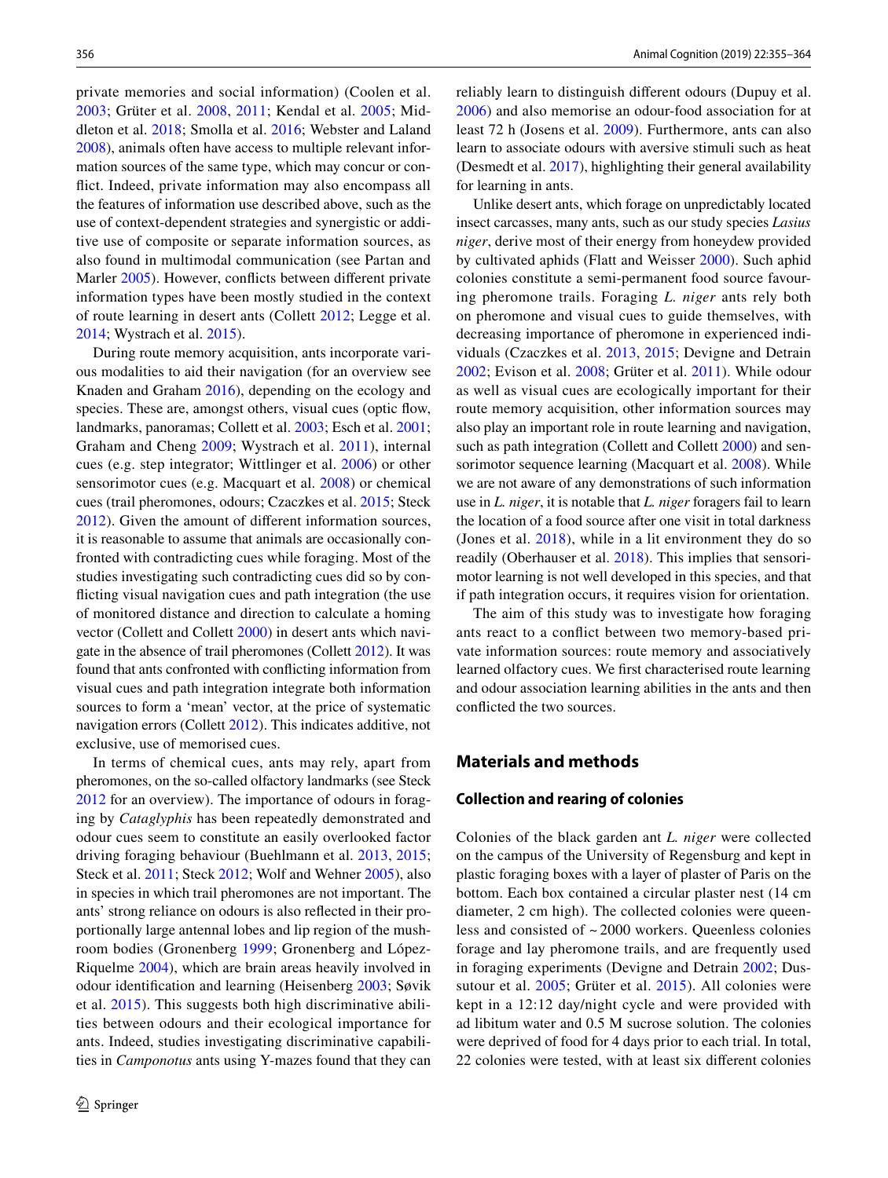private memories and social information) (Coolen et al. 2003; Grüter et al. 2008, 2011; Kendal et al. 2005; Middleton et al. 2018; Smolla et al. 2016; Webster and Laland 2008), animals often have access to multiple relevant information sources of the same type, which may concur or conflict. Indeed, private information may also encompass all the features of information use described above, such as the use of context-dependent strategies and synergistic or additive use of composite or separate information sources, as also found in multimodal communication (see Partan and Marler 2005). However, conflicts between different private information types have been mostly studied in the context of route learning in desert ants (Collett 2012; Legge et al. 2014; Wystrach et al. 2015).

During route memory acquisition, ants incorporate various modalities to aid their navigation (for an overview see Knaden and Graham 2016), depending on the ecology and species. These are, amongst others, visual cues (optic flow, landmarks, panoramas; Collett et al. 2003; Esch et al. 2001; Graham and Cheng 2009; Wystrach et al. 2011), internal cues (e.g. step integrator; Wittlinger et al. 2006) or other sensorimotor cues (e.g. Macquart et al. 2008) or chemical cues (trail pheromones, odours; Czaczkes et al. 2015; Steck 2012). Given the amount of different information sources, it is reasonable to assume that animals are occasionally confronted with contradicting cues while foraging. Most of the studies investigating such contradicting cues did so by conflicting visual navigation cues and path integration (the use of monitored distance and direction to calculate a homing vector (Collett and Collett 2000) in desert ants which navigate in the absence of trail pheromones (Collett 2012). It was found that ants confronted with conflicting information from visual cues and path integration integrate both information sources to form a 'mean' vector, at the price of systematic navigation errors (Collett 2012). This indicates additive, not exclusive, use of memorised cues.

In terms of chemical cues, ants may rely, apart from pheromones, on the so-called olfactory landmarks (see Steck 2012 for an overview). The importance of odours in foraging by *Cataglyphis* has been repeatedly demonstrated and odour cues seem to constitute an easily overlooked factor driving foraging behaviour (Buehlmann et al. 2013, 2015; Steck et al. 2011; Steck 2012; Wolf and Wehner 2005), also in species in which trail pheromones are not important. The ants' strong reliance on odours is also reflected in their proportionally large antennal lobes and lip region of the mushroom bodies (Gronenberg 1999; Gronenberg and López-Riquelme 2004), which are brain areas heavily involved in odour identification and learning (Heisenberg 2003; Søvik et al. 2015). This suggests both high discriminative abilities between odours and their ecological importance for ants. Indeed, studies investigating discriminative capabilities in *Camponotus* ants using Y-mazes found that they can reliably learn to distinguish different odours (Dupuy et al. 2006) and also memorise an odour-food association for at least 72 h (Josens et al. 2009). Furthermore, ants can also learn to associate odours with aversive stimuli such as heat (Desmedt et al. 2017), highlighting their general availability for learning in ants.

Unlike desert ants, which forage on unpredictably located insect carcasses, many ants, such as our study species *Lasius niger*, derive most of their energy from honeydew provided by cultivated aphids (Flatt and Weisser 2000). Such aphid colonies constitute a semi-permanent food source favouring pheromone trails. Foraging *L. niger* ants rely both on pheromone and visual cues to guide themselves, with decreasing importance of pheromone in experienced individuals (Czaczkes et al. 2013, 2015; Devigne and Detrain 2002; Evison et al. 2008; Grüter et al. 2011). While odour as well as visual cues are ecologically important for their route memory acquisition, other information sources may also play an important role in route learning and navigation, such as path integration (Collett and Collett 2000) and sensorimotor sequence learning (Macquart et al. 2008). While we are not aware of any demonstrations of such information use in *L. niger*, it is notable that *L. niger* foragers fail to learn the location of a food source after one visit in total darkness (Jones et al. 2018), while in a lit environment they do so readily (Oberhauser et al. 2018). This implies that sensorimotor learning is not well developed in this species, and that if path integration occurs, it requires vision for orientation.

The aim of this study was to investigate how foraging ants react to a conflict between two memory-based private information sources: route memory and associatively learned olfactory cues. We first characterised route learning and odour association learning abilities in the ants and then conflicted the two sources.

## Materials and methods

### Collection and rearing of colonies

Colonies of the black garden ant *L. niger* were collected on the campus of the University of Regensburg and kept in plastic foraging boxes with a layer of plaster of Paris on the bottom. Each box contained a circular plaster nest (14 cm diameter, 2 cm high). The collected colonies were queenless and consisted of ~ 2000 workers. Queenless colonies forage and lay pheromone trails, and are frequently used in foraging experiments (Devigne and Detrain 2002; Dussutour et al. 2005; Grüter et al. 2015). All colonies were kept in a 12:12 day/night cycle and were provided with ad libitum water and 0.5 M sucrose solution. The colonies were deprived of food for 4 days prior to each trial. In total, 22 colonies were tested, with at least six different colonies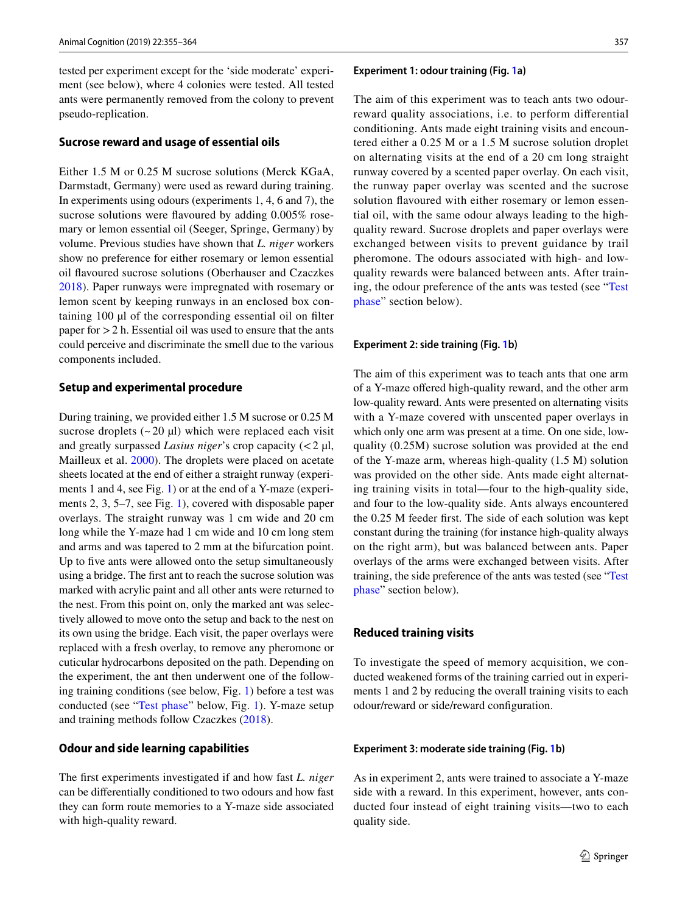tested per experiment except for the 'side moderate' experiment (see below), where 4 colonies were tested. All tested ants were permanently removed from the colony to prevent pseudo-replication.

## Sucrose reward and usage of essential oils

Either 1.5 M or 0.25 M sucrose solutions (Merck KGaA, Darmstadt, Germany) were used as reward during training. In experiments using odours (experiments 1, 4, 6 and 7), the sucrose solutions were flavoured by adding 0.005% rosemary or lemon essential oil (Seeger, Springe, Germany) by volume. Previous studies have shown that *L. niger* workers show no preference for either rosemary or lemon essential oil flavoured sucrose solutions (Oberhauser and Czaczkes 2018). Paper runways were impregnated with rosemary or lemon scent by keeping runways in an enclosed box containing 100 µl of the corresponding essential oil on filter paper for > 2 h. Essential oil was used to ensure that the ants could perceive and discriminate the smell due to the various components included.

## Setup and experimental procedure

During training, we provided either 1.5 M sucrose or 0.25 M sucrose droplets (~ 20 µl) which were replaced each visit and greatly surpassed *Lasius niger*'s crop capacity (< 2 µl, Mailleux et al. 2000). The droplets were placed on acetate sheets located at the end of either a straight runway (experiments 1 and 4, see Fig. 1) or at the end of a Y-maze (experiments 2, 3, 5–7, see Fig. 1), covered with disposable paper overlays. The straight runway was 1 cm wide and 20 cm long while the Y-maze had 1 cm wide and 10 cm long stem and arms and was tapered to 2 mm at the bifurcation point. Up to five ants were allowed onto the setup simultaneously using a bridge. The first ant to reach the sucrose solution was marked with acrylic paint and all other ants were returned to the nest. From this point on, only the marked ant was selectively allowed to move onto the setup and back to the nest on its own using the bridge. Each visit, the paper overlays were replaced with a fresh overlay, to remove any pheromone or cuticular hydrocarbons deposited on the path. Depending on the experiment, the ant then underwent one of the following training conditions (see below, Fig. 1) before a test was conducted (see "Test phase" below, Fig. 1). Y-maze setup and training methods follow Czaczkes (2018).

## Odour and side learning capabilities

The first experiments investigated if and how fast *L. niger* can be differentially conditioned to two odours and how fast they can form route memories to a Y-maze side associated with high-quality reward.

### Experiment 1: odour training (Fig. 1a)

The aim of this experiment was to teach ants two odour-reward quality associations, i.e. to perform differential conditioning. Ants made eight training visits and encountered either a 0.25 M or a 1.5 M sucrose solution droplet on alternating visits at the end of a 20 cm long straight runway covered by a scented paper overlay. On each visit, the runway paper overlay was scented and the sucrose solution flavoured with either rosemary or lemon essential oil, with the same odour always leading to the high-quality reward. Sucrose droplets and paper overlays were exchanged between visits to prevent guidance by trail pheromone. The odours associated with high- and low-quality rewards were balanced between ants. After training, the odour preference of the ants was tested (see "Test phase" section below).

### Experiment 2: side training (Fig. 1b)

The aim of this experiment was to teach ants that one arm of a Y-maze offered high-quality reward, and the other arm low-quality reward. Ants were presented on alternating visits with a Y-maze covered with unscented paper overlays in which only one arm was present at a time. On one side, low-quality (0.25M) sucrose solution was provided at the end of the Y-maze arm, whereas high-quality (1.5 M) solution was provided on the other side. Ants made eight alternating training visits in total—four to the high-quality side, and four to the low-quality side. Ants always encountered the 0.25 M feeder first. The side of each solution was kept constant during the training (for instance high-quality always on the right arm), but was balanced between ants. Paper overlays of the arms were exchanged between visits. After training, the side preference of the ants was tested (see "Test phase" section below).

## Reduced training visits

To investigate the speed of memory acquisition, we conducted weakened forms of the training carried out in experiments 1 and 2 by reducing the overall training visits to each odour/reward or side/reward configuration.

### Experiment 3: moderate side training (Fig. 1b)

As in experiment 2, ants were trained to associate a Y-maze side with a reward. In this experiment, however, ants conducted four instead of eight training visits—two to each quality side.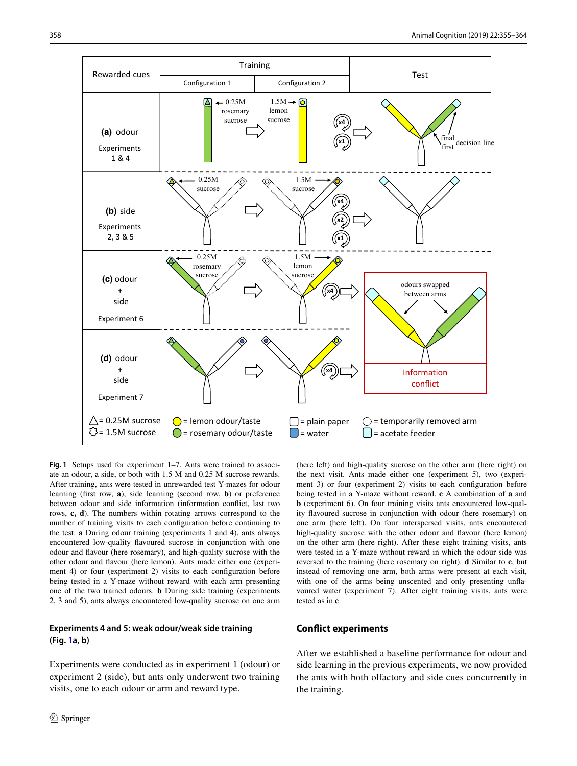**Fig. 1** Setups used for experiment 1–7. Ants were trained to associate an odour, a side, or both with 1.5 M and 0.25 M sucrose rewards. After training, ants were tested in unrewarded test Y-mazes for odour learning (first row, **a**), side learning (second row, **b**) or preference between odour and side information (information conflict, last two rows, **c, d**). The numbers within rotating arrows correspond to the number of training visits to each configuration before continuing to the test. **a** During odour training (experiments 1 and 4), ants always encountered low-quality flavoured sucrose in conjunction with one odour and flavour (here rosemary), and high-quality sucrose with the other odour and flavour (here lemon). Ants made either one (experiment 4) or four (experiment 2) visits to each configuration before being tested in a Y-maze without reward with each arm presenting one of the two trained odours. **b** During side training (experiments 2, 3 and 5), ants always encountered low-quality sucrose on one arm (here left) and high-quality sucrose on the other arm (here right) on the next visit. Ants made either one (experiment 5), two (experiment 3) or four (experiment 2) visits to each configuration before being tested in a Y-maze without reward. **c** A combination of **a** and **b** (experiment 6). On four training visits ants encountered low-quality flavoured sucrose in conjunction with odour (here rosemary) on one arm (here left). On four interspersed visits, ants encountered high-quality sucrose with the other odour and flavour (here lemon) on the other arm (here right). After these eight training visits, ants were tested in a Y-maze without reward in which the odour side was reversed to the training (here rosemary on right). **d** Similar to **c**, but instead of removing one arm, both arms were present at each visit, with one of the arms being unscented and only presenting unflavoured water (experiment 7). After eight training visits, ants were tested as in **c**

### Experiments 4 and 5: weak odour/weak side training (Fig. 1a, b)

Experiments were conducted as in experiment 1 (odour) or experiment 2 (side), but ants only underwent two training visits, one to each odour or arm and reward type.

## Conflict experiments

After we established a baseline performance for odour and side learning in the previous experiments, we now provided the ants with both olfactory and side cues concurrently in the training.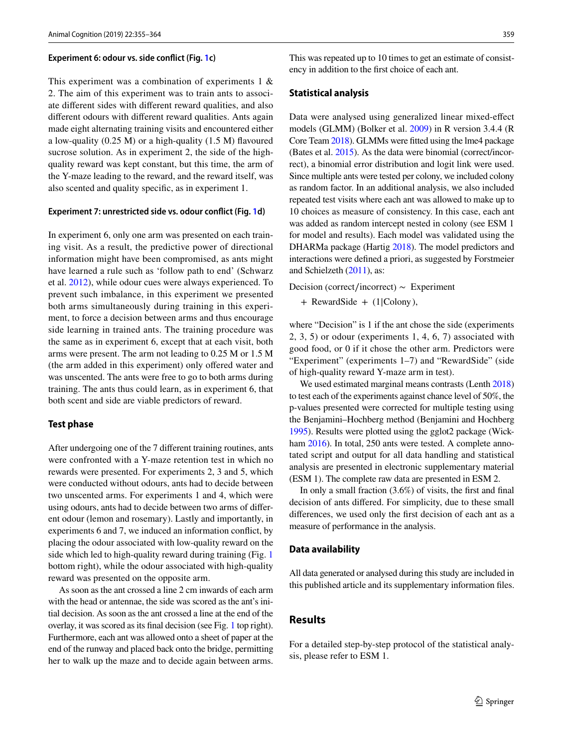#### Experiment 6: odour vs. side conflict (Fig. 1c)

This experiment was a combination of experiments 1 & 2. The aim of this experiment was to train ants to associate different sides with different reward qualities, and also different odours with different reward qualities. Ants again made eight alternating training visits and encountered either a low-quality (0.25 M) or a high-quality (1.5 M) flavoured sucrose solution. As in experiment 2, the side of the high-quality reward was kept constant, but this time, the arm of the Y-maze leading to the reward, and the reward itself, was also scented and quality specific, as in experiment 1.

#### Experiment 7: unrestricted side vs. odour conflict (Fig. 1d)

In experiment 6, only one arm was presented on each training visit. As a result, the predictive power of directional information might have been compromised, as ants might have learned a rule such as 'follow path to end' (Schwarz et al. 2012), while odour cues were always experienced. To prevent such imbalance, in this experiment we presented both arms simultaneously during training in this experiment, to force a decision between arms and thus encourage side learning in trained ants. The training procedure was the same as in experiment 6, except that at each visit, both arms were present. The arm not leading to 0.25 M or 1.5 M (the arm added in this experiment) only offered water and was unscented. The ants were free to go to both arms during training. The ants thus could learn, as in experiment 6, that both scent and side are viable predictors of reward.

### Test phase

After undergoing one of the 7 different training routines, ants were confronted with a Y-maze retention test in which no rewards were presented. For experiments 2, 3 and 5, which were conducted without odours, ants had to decide between two unscented arms. For experiments 1 and 4, which were using odours, ants had to decide between two arms of different odour (lemon and rosemary). Lastly and importantly, in experiments 6 and 7, we induced an information conflict, by placing the odour associated with low-quality reward on the side which led to high-quality reward during training (Fig. 1 bottom right), while the odour associated with high-quality reward was presented on the opposite arm.

As soon as the ant crossed a line 2 cm inwards of each arm with the head or antennae, the side was scored as the ant's initial decision. As soon as the ant crossed a line at the end of the overlay, it was scored as its final decision (see Fig. 1 top right). Furthermore, each ant was allowed onto a sheet of paper at the end of the runway and placed back onto the bridge, permitting her to walk up the maze and to decide again between arms. This was repeated up to 10 times to get an estimate of consistency in addition to the first choice of each ant.

### Statistical analysis

Data were analysed using generalized linear mixed-effect models (GLMM) (Bolker et al. 2009) in R version 3.4.4 (R Core Team 2018). GLMMs were fitted using the lme4 package (Bates et al. 2015). As the data were binomial (correct/incorrect), a binomial error distribution and logit link were used. Since multiple ants were tested per colony, we included colony as random factor. In an additional analysis, we also included repeated test visits where each ant was allowed to make up to 10 choices as measure of consistency. In this case, each ant was added as random intercept nested in colony (see ESM 1 for model and results). Each model was validated using the DHARMa package (Hartig 2018). The model predictors and interactions were defined a priori, as suggested by Forstmeier and Schielzeth (2011), as:

$$\text{Decision (correct/incorrect)} \sim \text{Experiment} + \text{RewardSide} + (1|\text{Colony}),$$

where "Decision" is 1 if the ant chose the side (experiments 2, 3, 5) or odour (experiments 1, 4, 6, 7) associated with good food, or 0 if it chose the other arm. Predictors were "Experiment" (experiments 1–7) and "RewardSide" (side of high-quality reward Y-maze arm in test).

We used estimated marginal means contrasts (Lenth 2018) to test each of the experiments against chance level of 50%, the p-values presented were corrected for multiple testing using the Benjamini–Hochberg method (Benjamini and Hochberg 1995). Results were plotted using the gglot2 package (Wickham 2016). In total, 250 ants were tested. A complete annotated script and output for all data handling and statistical analysis are presented in electronic supplementary material (ESM 1). The complete raw data are presented in ESM 2.

In only a small fraction (3.6%) of visits, the first and final decision of ants differed. For simplicity, due to these small differences, we used only the first decision of each ant as a measure of performance in the analysis.

### Data availability

All data generated or analysed during this study are included in this published article and its supplementary information files.

## Results

For a detailed step-by-step protocol of the statistical analysis, please refer to ESM 1.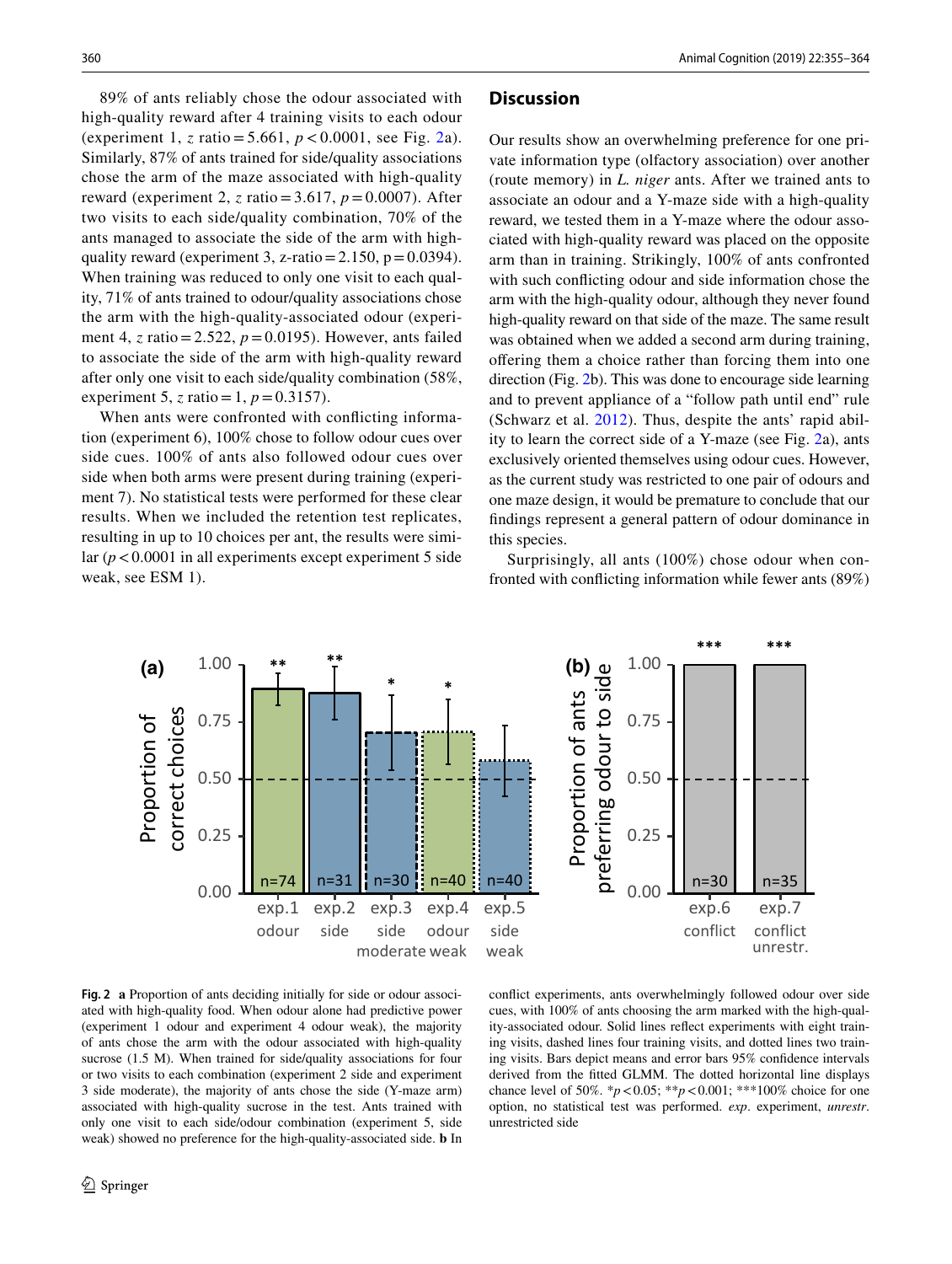89% of ants reliably chose the odour associated with high-quality reward after 4 training visits to each odour (experiment 1, $z$ ratio = 5.661, $p < 0.0001$, see Fig. 2a). Similarly, 87% of ants trained for side/quality associations chose the arm of the maze associated with high-quality reward (experiment 2, $z$ ratio = 3.617, $p = 0.0007$). After two visits to each side/quality combination, 70% of the ants managed to associate the side of the arm with high-quality reward (experiment 3, z-ratio = 2.150, p = 0.0394). When training was reduced to only one visit to each quality, 71% of ants trained to odour/quality associations chose the arm with the high-quality-associated odour (experiment 4, $z$ ratio = 2.522, $p = 0.0195$). However, ants failed to associate the side of the arm with high-quality reward after only one visit to each side/quality combination (58%, experiment 5, $z$ ratio = 1, $p = 0.3157$).

When ants were confronted with conflicting information (experiment 6), 100% chose to follow odour cues over side cues. 100% of ants also followed odour cues over side when both arms were present during training (experiment 7). No statistical tests were performed for these clear results. When we included the retention test replicates, resulting in up to 10 choices per ant, the results were similar ($p < 0.0001$ in all experiments except experiment 5 side weak, see ESM 1).

## Discussion

Our results show an overwhelming preference for one private information type (olfactory association) over another (route memory) in *L. niger* ants. After we trained ants to associate an odour and a Y-maze side with a high-quality reward, we tested them in a Y-maze where the odour associated with high-quality reward was placed on the opposite arm than in training. Strikingly, 100% of ants confronted with such conflicting odour and side information chose the arm with the high-quality odour, although they never found high-quality reward on that side of the maze. The same result was obtained when we added a second arm during training, offering them a choice rather than forcing them into one direction (Fig. 2b). This was done to encourage side learning and to prevent appliance of a "follow path until end" rule (Schwarz et al. 2012). Thus, despite the ants' rapid ability to learn the correct side of a Y-maze (see Fig. 2a), ants exclusively oriented themselves using odour cues. However, as the current study was restricted to one pair of odours and one maze design, it would be premature to conclude that our findings represent a general pattern of odour dominance in this species.

Surprisingly, all ants (100%) chose odour when confronted with conflicting information while fewer ants (89%)

**Fig. 2** **a** Proportion of ants deciding initially for side or odour associated with high-quality food. When odour alone had predictive power (experiment 1 odour and experiment 4 odour weak), the majority of ants chose the arm with the odour associated with high-quality sucrose (1.5 M). When trained for side/quality associations for four or two visits to each combination (experiment 2 side and experiment 3 side moderate), the majority of ants chose the side (Y-maze arm) associated with high-quality sucrose in the test. Ants trained with only one visit to each side/odour combination (experiment 5, side weak) showed no preference for the high-quality-associated side. **b** In conflict experiments, ants overwhelmingly followed odour over side cues, with 100% of ants choosing the arm marked with the high-quality-associated odour. Solid lines reflect experiments with eight training visits, dashed lines four training visits, and dotted lines two training visits. Bars depict means and error bars 95% confidence intervals derived from the fitted GLMM. The dotted horizontal line displays chance level of 50%. \*$p < 0.05$; \*\*$p < 0.001$; \*\*\*100% choice for one option, no statistical test was performed. *exp*. experiment, *unrestr*. unrestricted side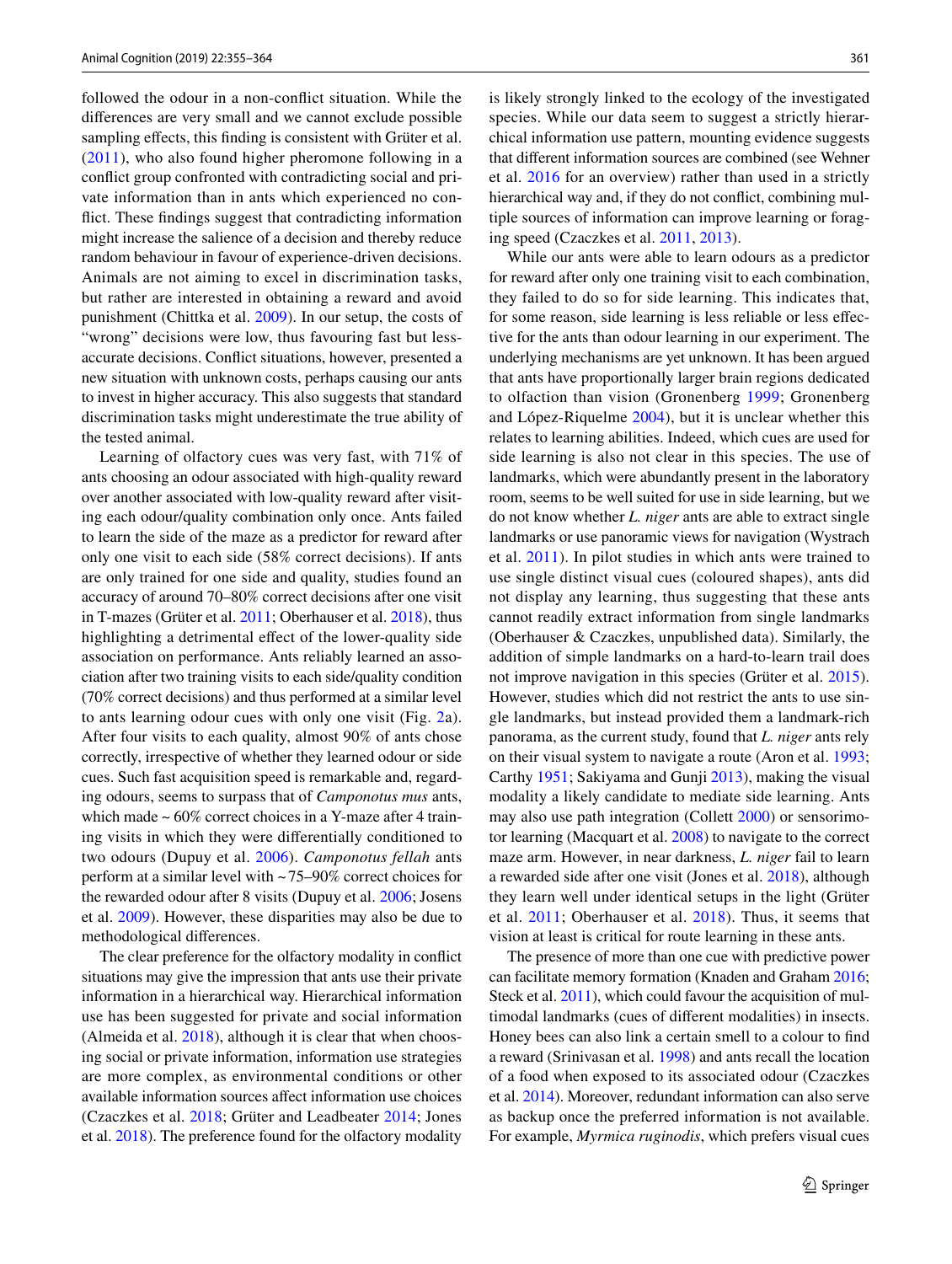followed the odour in a non-conflict situation. While the differences are very small and we cannot exclude possible sampling effects, this finding is consistent with Grüter et al. (2011), who also found higher pheromone following in a conflict group confronted with contradicting social and private information than in ants which experienced no conflict. These findings suggest that contradicting information might increase the salience of a decision and thereby reduce random behaviour in favour of experience-driven decisions. Animals are not aiming to excel in discrimination tasks, but rather are interested in obtaining a reward and avoid punishment (Chittka et al. 2009). In our setup, the costs of "wrong" decisions were low, thus favouring fast but less-accurate decisions. Conflict situations, however, presented a new situation with unknown costs, perhaps causing our ants to invest in higher accuracy. This also suggests that standard discrimination tasks might underestimate the true ability of the tested animal.

Learning of olfactory cues was very fast, with 71% of ants choosing an odour associated with high-quality reward over another associated with low-quality reward after visiting each odour/quality combination only once. Ants failed to learn the side of the maze as a predictor for reward after only one visit to each side (58% correct decisions). If ants are only trained for one side and quality, studies found an accuracy of around 70–80% correct decisions after one visit in T-mazes (Grüter et al. 2011; Oberhauser et al. 2018), thus highlighting a detrimental effect of the lower-quality side association on performance. Ants reliably learned an association after two training visits to each side/quality condition (70% correct decisions) and thus performed at a similar level to ants learning odour cues with only one visit (Fig. 2a). After four visits to each quality, almost 90% of ants chose correctly, irrespective of whether they learned odour or side cues. Such fast acquisition speed is remarkable and, regarding odours, seems to surpass that of *Camponotus mus* ants, which made ~ 60% correct choices in a Y-maze after 4 training visits in which they were differentially conditioned to two odours (Dupuy et al. 2006). *Camponotus fellah* ants perform at a similar level with ~ 75–90% correct choices for the rewarded odour after 8 visits (Dupuy et al. 2006; Josens et al. 2009). However, these disparities may also be due to methodological differences.

The clear preference for the olfactory modality in conflict situations may give the impression that ants use their private information in a hierarchical way. Hierarchical information use has been suggested for private and social information (Almeida et al. 2018), although it is clear that when choosing social or private information, information use strategies are more complex, as environmental conditions or other available information sources affect information use choices (Czaczkes et al. 2018; Grüter and Leadbeater 2014; Jones et al. 2018). The preference found for the olfactory modality is likely strongly linked to the ecology of the investigated species. While our data seem to suggest a strictly hierarchical information use pattern, mounting evidence suggests that different information sources are combined (see Wehner et al. 2016 for an overview) rather than used in a strictly hierarchical way and, if they do not conflict, combining multiple sources of information can improve learning or foraging speed (Czaczkes et al. 2011, 2013).

While our ants were able to learn odours as a predictor for reward after only one training visit to each combination, they failed to do so for side learning. This indicates that, for some reason, side learning is less reliable or less effective for the ants than odour learning in our experiment. The underlying mechanisms are yet unknown. It has been argued that ants have proportionally larger brain regions dedicated to olfaction than vision (Gronenberg 1999; Gronenberg and López-Riquelme 2004), but it is unclear whether this relates to learning abilities. Indeed, which cues are used for side learning is also not clear in this species. The use of landmarks, which were abundantly present in the laboratory room, seems to be well suited for use in side learning, but we do not know whether *L. niger* ants are able to extract single landmarks or use panoramic views for navigation (Wystrach et al. 2011). In pilot studies in which ants were trained to use single distinct visual cues (coloured shapes), ants did not display any learning, thus suggesting that these ants cannot readily extract information from single landmarks (Oberhauser & Czaczkes, unpublished data). Similarly, the addition of simple landmarks on a hard-to-learn trail does not improve navigation in this species (Grüter et al. 2015). However, studies which did not restrict the ants to use single landmarks, but instead provided them a landmark-rich panorama, as the current study, found that *L. niger* ants rely on their visual system to navigate a route (Aron et al. 1993; Carthy 1951; Sakiyama and Gunji 2013), making the visual modality a likely candidate to mediate side learning. Ants may also use path integration (Collett 2000) or sensorimotor learning (Macquart et al. 2008) to navigate to the correct maze arm. However, in near darkness, *L. niger* fail to learn a rewarded side after one visit (Jones et al. 2018), although they learn well under identical setups in the light (Grüter et al. 2011; Oberhauser et al. 2018). Thus, it seems that vision at least is critical for route learning in these ants.

The presence of more than one cue with predictive power can facilitate memory formation (Knaden and Graham 2016; Steck et al. 2011), which could favour the acquisition of multimodal landmarks (cues of different modalities) in insects. Honey bees can also link a certain smell to a colour to find a reward (Srinivasan et al. 1998) and ants recall the location of a food when exposed to its associated odour (Czaczkes et al. 2014). Moreover, redundant information can also serve as backup once the preferred information is not available. For example, *Myrmica ruginodis*, which prefers visual cues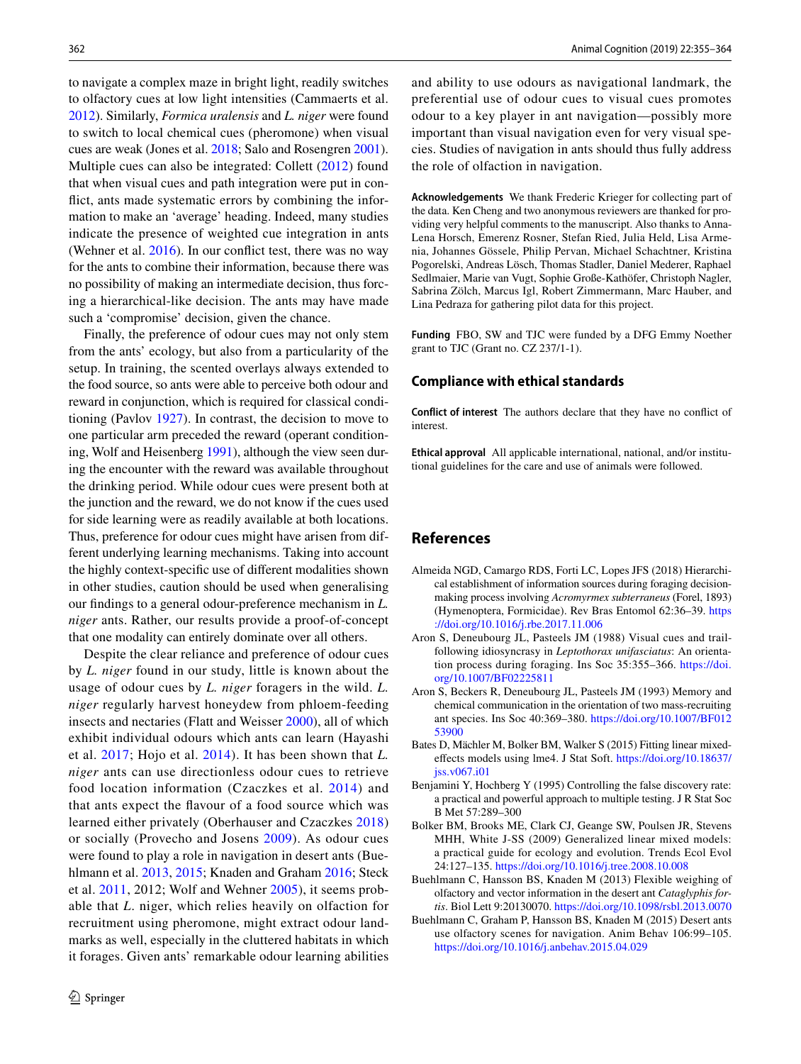to navigate a complex maze in bright light, readily switches to olfactory cues at low light intensities (Cammaerts et al. 2012). Similarly, *Formica uralensis* and *L. niger* were found to switch to local chemical cues (pheromone) when visual cues are weak (Jones et al. 2018; Salo and Rosengren 2001). Multiple cues can also be integrated: Collett (2012) found that when visual cues and path integration were put in conflict, ants made systematic errors by combining the information to make an 'average' heading. Indeed, many studies indicate the presence of weighted cue integration in ants (Wehner et al. 2016). In our conflict test, there was no way for the ants to combine their information, because there was no possibility of making an intermediate decision, thus forcing a hierarchical-like decision. The ants may have made such a 'compromise' decision, given the chance.

Finally, the preference of odour cues may not only stem from the ants' ecology, but also from a particularity of the setup. In training, the scented overlays always extended to the food source, so ants were able to perceive both odour and reward in conjunction, which is required for classical conditioning (Pavlov 1927). In contrast, the decision to move to one particular arm preceded the reward (operant conditioning, Wolf and Heisenberg 1991), although the view seen during the encounter with the reward was available throughout the drinking period. While odour cues were present both at the junction and the reward, we do not know if the cues used for side learning were as readily available at both locations. Thus, preference for odour cues might have arisen from different underlying learning mechanisms. Taking into account the highly context-specific use of different modalities shown in other studies, caution should be used when generalising our findings to a general odour-preference mechanism in *L. niger* ants. Rather, our results provide a proof-of-concept that one modality can entirely dominate over all others.

Despite the clear reliance and preference of odour cues by *L. niger* found in our study, little is known about the usage of odour cues by *L. niger* foragers in the wild. *L. niger* regularly harvest honeydew from phloem-feeding insects and nectaries (Flatt and Weisser 2000), all of which exhibit individual odours which ants can learn (Hayashi et al. 2017; Hojo et al. 2014). It has been shown that *L. niger* ants can use directionless odour cues to retrieve food location information (Czaczkes et al. 2014) and that ants expect the flavour of a food source which was learned either privately (Oberhauser and Czaczkes 2018) or socially (Provecho and Josens 2009). As odour cues were found to play a role in navigation in desert ants (Buehlmann et al. 2013, 2015; Knaden and Graham 2016; Steck et al. 2011, 2012; Wolf and Wehner 2005), it seems probable that *L.* niger, which relies heavily on olfaction for recruitment using pheromone, might extract odour landmarks as well, especially in the cluttered habitats in which it forages. Given ants' remarkable odour learning abilities and ability to use odours as navigational landmark, the preferential use of odour cues to visual cues promotes odour to a key player in ant navigation—possibly more important than visual navigation even for very visual species. Studies of navigation in ants should thus fully address the role of olfaction in navigation.

**Acknowledgements** We thank Frederic Krieger for collecting part of the data. Ken Cheng and two anonymous reviewers are thanked for providing very helpful comments to the manuscript. Also thanks to Anna-Lena Horsch, Emerenz Rosner, Stefan Ried, Julia Held, Lisa Armenia, Johannes Gössele, Philip Pervan, Michael Schachtner, Kristina Pogorelski, Andreas Lösch, Thomas Stadler, Daniel Mederer, Raphael Sedlmaier, Marie van Vugt, Sophie Große-Kathöfer, Christoph Nagler, Sabrina Zölch, Marcus Igl, Robert Zimmermann, Marc Hauber, and Lina Pedraza for gathering pilot data for this project.

**Funding** FBO, SW and TJC were funded by a DFG Emmy Noether grant to TJC (Grant no. CZ 237/1-1).

## Compliance with ethical standards

**Conflict of interest** The authors declare that they have no conflict of interest.

**Ethical approval** All applicable international, national, and/or institutional guidelines for the care and use of animals were followed.

## References

Almeida NGD, Camargo RDS, Forti LC, Lopes JFS (2018) Hierarchical establishment of information sources during foraging decision-making process involving *Acromyrmex subterraneus* (Forel, 1893) (Hymenoptera, Formicidae). Rev Bras Entomol 62:36–39. https://doi.org/10.1016/j.rbe.2017.11.006

Aron S, Deneubourg JL, Pasteels JM (1988) Visual cues and trail-following idiosyncrasy in *Leptothorax unifasciatus*: An orientation process during foraging. Ins Soc 35:355–366. https://doi.org/10.1007/BF02225811

Aron S, Beckers R, Deneubourg JL, Pasteels JM (1993) Memory and chemical communication in the orientation of two mass-recruiting ant species. Ins Soc 40:369–380. https://doi.org/10.1007/BF01253900

Bates D, Mächler M, Bolker BM, Walker S (2015) Fitting linear mixed-effects models using lme4. J Stat Soft. https://doi.org/10.18637/jss.v067.i01

Benjamini Y, Hochberg Y (1995) Controlling the false discovery rate: a practical and powerful approach to multiple testing. J R Stat Soc B Met 57:289–300

Bolker BM, Brooks ME, Clark CJ, Geange SW, Poulsen JR, Stevens MHH, White J-SS (2009) Generalized linear mixed models: a practical guide for ecology and evolution. Trends Ecol Evol 24:127–135. https://doi.org/10.1016/j.tree.2008.10.008

Buehlmann C, Hansson BS, Knaden M (2013) Flexible weighing of olfactory and vector information in the desert ant *Cataglyphis fortis*. Biol Lett 9:20130070. https://doi.org/10.1098/rsbl.2013.0070

Buehlmann C, Graham P, Hansson BS, Knaden M (2015) Desert ants use olfactory scenes for navigation. Anim Behav 106:99–105. https://doi.org/10.1016/j.anbehav.2015.04.029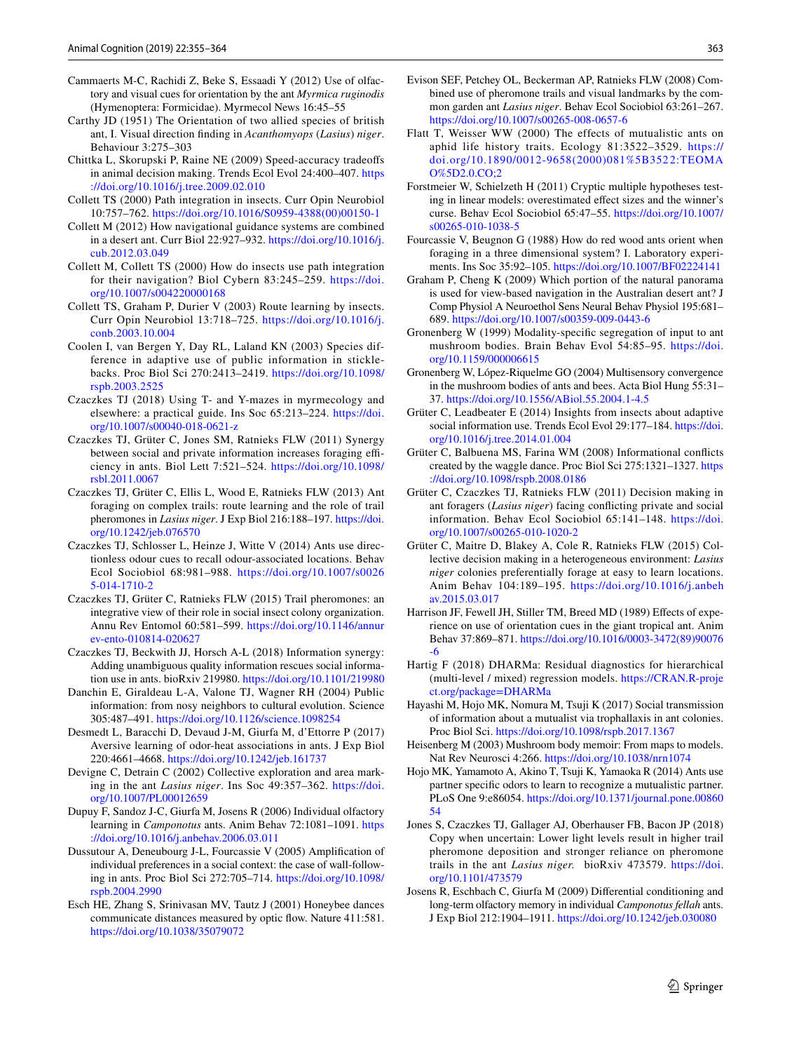Cammaerts M-C, Rachidi Z, Beke S, Essaadi Y (2012) Use of olfactory and visual cues for orientation by the ant *Myrmica ruginodis* (Hymenoptera: Formicidae). Myrmecol News 16:45–55

Carthy JD (1951) The Orientation of two allied species of british ant, I. Visual direction finding in *Acanthomyops* (*Lasius*) *niger*. Behaviour 3:275–303

Chittka L, Skorupski P, Raine NE (2009) Speed-accuracy tradeoffs in animal decision making. Trends Ecol Evol 24:400–407. https://doi.org/10.1016/j.tree.2009.02.010

Collett TS (2000) Path integration in insects. Curr Opin Neurobiol 10:757–762. https://doi.org/10.1016/S0959-4388(00)00150-1

Collett M (2012) How navigational guidance systems are combined in a desert ant. Curr Biol 22:927–932. https://doi.org/10.1016/j.cub.2012.03.049

Collett M, Collett TS (2000) How do insects use path integration for their navigation? Biol Cybern 83:245–259. https://doi.org/10.1007/s004220000168

Collett TS, Graham P, Durier V (2003) Route learning by insects. Curr Opin Neurobiol 13:718–725. https://doi.org/10.1016/j.conb.2003.10.004

Coolen I, van Bergen Y, Day RL, Laland KN (2003) Species difference in adaptive use of public information in sticklebacks. Proc Biol Sci 270:2413–2419. https://doi.org/10.1098/rspb.2003.2525

Czaczkes TJ (2018) Using T- and Y-mazes in myrmecology and elsewhere: a practical guide. Ins Soc 65:213–224. https://doi.org/10.1007/s00040-018-0621-z

Czaczkes TJ, Grüter C, Jones SM, Ratnieks FLW (2011) Synergy between social and private information increases foraging efficiency in ants. Biol Lett 7:521–524. https://doi.org/10.1098/rsbl.2011.0067

Czaczkes TJ, Grüter C, Ellis L, Wood E, Ratnieks FLW (2013) Ant foraging on complex trails: route learning and the role of trail pheromones in *Lasius niger*. J Exp Biol 216:188–197. https://doi.org/10.1242/jeb.076570

Czaczkes TJ, Schlosser L, Heinze J, Witte V (2014) Ants use directionless odour cues to recall odour-associated locations. Behav Ecol Sociobiol 68:981–988. https://doi.org/10.1007/s00265-014-1710-2

Czaczkes TJ, Grüter C, Ratnieks FLW (2015) Trail pheromones: an integrative view of their role in social insect colony organization. Annu Rev Entomol 60:581–599. https://doi.org/10.1146/annurev-ento-010814-020627

Czaczkes TJ, Beckwith JJ, Horsch A-L (2018) Information synergy: Adding unambiguous quality information rescues social information use in ants. bioRxiv 219980. https://doi.org/10.1101/219980

Danchin E, Giraldeau L-A, Valone TJ, Wagner RH (2004) Public information: from nosy neighbors to cultural evolution. Science 305:487–491. https://doi.org/10.1126/science.1098254

Desmedt L, Baracchi D, Devaud J-M, Giurfa M, d'Ettorre P (2017) Aversive learning of odor-heat associations in ants. J Exp Biol 220:4661–4668. https://doi.org/10.1242/jeb.161737

Devigne C, Detrain C (2002) Collective exploration and area marking in the ant *Lasius niger*. Ins Soc 49:357–362. https://doi.org/10.1007/PL00012659

Dupuy F, Sandoz J-C, Giurfa M, Josens R (2006) Individual olfactory learning in *Camponotus* ants. Anim Behav 72:1081–1091. https://doi.org/10.1016/j.anbehav.2006.03.011

Dussutour A, Deneubourg J-L, Fourcassie V (2005) Amplification of individual preferences in a social context: the case of wall-following in ants. Proc Biol Sci 272:705–714. https://doi.org/10.1098/rspb.2004.2990

Esch HE, Zhang S, Srinivasan MV, Tautz J (2001) Honeybee dances communicate distances measured by optic flow. Nature 411:581. https://doi.org/10.1038/35079072

Evison SEF, Petchey OL, Beckerman AP, Ratnieks FLW (2008) Combined use of pheromone trails and visual landmarks by the common garden ant *Lasius niger*. Behav Ecol Sociobiol 63:261–267. https://doi.org/10.1007/s00265-008-0657-6

Flatt T, Weisser WW (2000) The effects of mutualistic ants on aphid life history traits. Ecology 81:3522–3529. https://doi.org/10.1890/0012-9658(2000)081%5B3522:TEOMAO%5D2.0.CO;2

Forstmeier W, Schielzeth H (2011) Cryptic multiple hypotheses testing in linear models: overestimated effect sizes and the winner's curse. Behav Ecol Sociobiol 65:47–55. https://doi.org/10.1007/s00265-010-1038-5

Fourcassie V, Beugnon G (1988) How do red wood ants orient when foraging in a three dimensional system? I. Laboratory experiments. Ins Soc 35:92–105. https://doi.org/10.1007/BF02224141

Graham P, Cheng K (2009) Which portion of the natural panorama is used for view-based navigation in the Australian desert ant? J Comp Physiol A Neuroethol Sens Neural Behav Physiol 195:681–689. https://doi.org/10.1007/s00359-009-0443-6

Gronenberg W (1999) Modality-specific segregation of input to ant mushroom bodies. Brain Behav Evol 54:85–95. https://doi.org/10.1159/000006615

Gronenberg W, López-Riquelme GO (2004) Multisensory convergence in the mushroom bodies of ants and bees. Acta Biol Hung 55:31–37. https://doi.org/10.1556/ABiol.55.2004.1-4.5

Grüter C, Leadbeater E (2014) Insights from insects about adaptive social information use. Trends Ecol Evol 29:177–184. https://doi.org/10.1016/j.tree.2014.01.004

Grüter C, Balbuena MS, Farina WM (2008) Informational conflicts created by the waggle dance. Proc Biol Sci 275:1321–1327. https://doi.org/10.1098/rspb.2008.0186

Grüter C, Czaczkes TJ, Ratnieks FLW (2011) Decision making in ant foragers (*Lasius niger*) facing conflicting private and social information. Behav Ecol Sociobiol 65:141–148. https://doi.org/10.1007/s00265-010-1020-2

Grüter C, Maitre D, Blakey A, Cole R, Ratnieks FLW (2015) Collective decision making in a heterogeneous environment: *Lasius niger* colonies preferentially forage at easy to learn locations. Anim Behav 104:189–195. https://doi.org/10.1016/j.anbehav.2015.03.017

Harrison JF, Fewell JH, Stiller TM, Breed MD (1989) Effects of experience on use of orientation cues in the giant tropical ant. Anim Behav 37:869–871. https://doi.org/10.1016/0003-3472(89)90076-6

Hartig F (2018) DHARMa: Residual diagnostics for hierarchical (multi-level / mixed) regression models. https://CRAN.R-project.org/package=DHARMa

Hayashi M, Hojo MK, Nomura M, Tsuji K (2017) Social transmission of information about a mutualist via trophallaxis in ant colonies. Proc Biol Sci. https://doi.org/10.1098/rspb.2017.1367

Heisenberg M (2003) Mushroom body memoir: From maps to models. Nat Rev Neurosci 4:266. https://doi.org/10.1038/nrn1074

Hojo MK, Yamamoto A, Akino T, Tsuji K, Yamaoka R (2014) Ants use partner specific odors to learn to recognize a mutualistic partner. PLoS One 9:e86054. https://doi.org/10.1371/journal.pone.0086054

Jones S, Czaczkes TJ, Gallager AJ, Oberhauser FB, Bacon JP (2018) Copy when uncertain: Lower light levels result in higher trail pheromone deposition and stronger reliance on pheromone trails in the ant *Lasius niger*. bioRxiv 473579. https://doi.org/10.1101/473579

Josens R, Eschbach C, Giurfa M (2009) Differential conditioning and long-term olfactory memory in individual *Camponotus fellah* ants. J Exp Biol 212:1904–1911. https://doi.org/10.1242/jeb.030080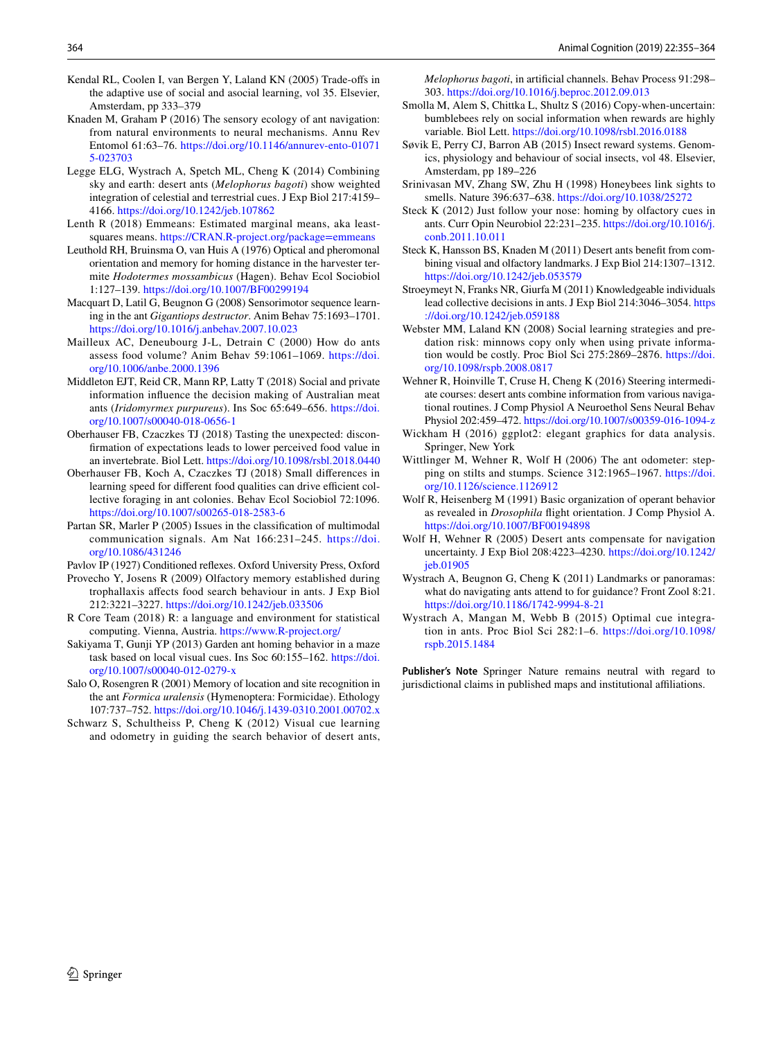Kendal RL, Coolen I, van Bergen Y, Laland KN (2005) Trade-offs in the adaptive use of social and asocial learning, vol 35. Elsevier, Amsterdam, pp 333–379

Knaden M, Graham P (2016) The sensory ecology of ant navigation: from natural environments to neural mechanisms. Annu Rev Entomol 61:63–76. https://doi.org/10.1146/annurev-ento-010715-023703

Legge ELG, Wystrach A, Spetch ML, Cheng K (2014) Combining sky and earth: desert ants (*Melophorus bagoti*) show weighted integration of celestial and terrestrial cues. J Exp Biol 217:4159–4166. https://doi.org/10.1242/jeb.107862

Lenth R (2018) Emmeans: Estimated marginal means, aka least-squares means. https://CRAN.R-project.org/package=emmeans

Leuthold RH, Bruinsma O, van Huis A (1976) Optical and pheromonal orientation and memory for homing distance in the harvester termite *Hodotermes mossambicus* (Hagen). Behav Ecol Sociobiol 1:127–139. https://doi.org/10.1007/BF00299194

Macquart D, Latil G, Beugnon G (2008) Sensorimotor sequence learning in the ant *Gigantiops destructor*. Anim Behav 75:1693–1701. https://doi.org/10.1016/j.anbehav.2007.10.023

Mailleux AC, Deneubourg J-L, Detrain C (2000) How do ants assess food volume? Anim Behav 59:1061–1069. https://doi.org/10.1006/anbe.2000.1396

Middleton EJT, Reid CR, Mann RP, Latty T (2018) Social and private information influence the decision making of Australian meat ants (*Iridomyrmex purpureus*). Ins Soc 65:649–656. https://doi.org/10.1007/s00040-018-0656-1

Oberhauser FB, Czaczkes TJ (2018) Tasting the unexpected: disconfirmation of expectations leads to lower perceived food value in an invertebrate. Biol Lett. https://doi.org/10.1098/rsbl.2018.0440

Oberhauser FB, Koch A, Czaczkes TJ (2018) Small differences in learning speed for different food qualities can drive efficient collective foraging in ant colonies. Behav Ecol Sociobiol 72:1096. https://doi.org/10.1007/s00265-018-2583-6

Partan SR, Marler P (2005) Issues in the classification of multimodal communication signals. Am Nat 166:231–245. https://doi.org/10.1086/431246

Pavlov IP (1927) Conditioned reflexes. Oxford University Press, Oxford

Provecho Y, Josens R (2009) Olfactory memory established during trophallaxis affects food search behaviour in ants. J Exp Biol 212:3221–3227. https://doi.org/10.1242/jeb.033506

R Core Team (2018) R: a language and environment for statistical computing. Vienna, Austria. https://www.R-project.org/

Sakiyama T, Gunji YP (2013) Garden ant homing behavior in a maze task based on local visual cues. Ins Soc 60:155–162. https://doi.org/10.1007/s00040-012-0279-x

Salo O, Rosengren R (2001) Memory of location and site recognition in the ant *Formica uralensis* (Hymenoptera: Formicidae). Ethology 107:737–752. https://doi.org/10.1046/j.1439-0310.2001.00702.x

Schwarz S, Schultheiss P, Cheng K (2012) Visual cue learning and odometry in guiding the search behavior of desert ants, *Melophorus bagoti*, in artificial channels. Behav Process 91:298–303. https://doi.org/10.1016/j.beproc.2012.09.013

Smolla M, Alem S, Chittka L, Shultz S (2016) Copy-when-uncertain: bumblebees rely on social information when rewards are highly variable. Biol Lett. https://doi.org/10.1098/rsbl.2016.0188

Søvik E, Perry CJ, Barron AB (2015) Insect reward systems. Genomics, physiology and behaviour of social insects, vol 48. Elsevier, Amsterdam, pp 189–226

Srinivasan MV, Zhang SW, Zhu H (1998) Honeybees link sights to smells. Nature 396:637–638. https://doi.org/10.1038/25272

Steck K (2012) Just follow your nose: homing by olfactory cues in ants. Curr Opin Neurobiol 22:231–235. https://doi.org/10.1016/j.conb.2011.10.011

Steck K, Hansson BS, Knaden M (2011) Desert ants benefit from combining visual and olfactory landmarks. J Exp Biol 214:1307–1312. https://doi.org/10.1242/jeb.053579

Stroeymeyt N, Franks NR, Giurfa M (2011) Knowledgeable individuals lead collective decisions in ants. J Exp Biol 214:3046–3054. https://doi.org/10.1242/jeb.059188

Webster MM, Laland KN (2008) Social learning strategies and predation risk: minnows copy only when using private information would be costly. Proc Biol Sci 275:2869–2876. https://doi.org/10.1098/rspb.2008.0817

Wehner R, Hoinville T, Cruse H, Cheng K (2016) Steering intermediate courses: desert ants combine information from various navigational routines. J Comp Physiol A Neuroethol Sens Neural Behav Physiol 202:459–472. https://doi.org/10.1007/s00359-016-1094-z

Wickham H (2016) ggplot2: elegant graphics for data analysis. Springer, New York

Wittlinger M, Wehner R, Wolf H (2006) The ant odometer: stepping on stilts and stumps. Science 312:1965–1967. https://doi.org/10.1126/science.1126912

Wolf R, Heisenberg M (1991) Basic organization of operant behavior as revealed in *Drosophila* flight orientation. J Comp Physiol A. https://doi.org/10.1007/BF00194898

Wolf H, Wehner R (2005) Desert ants compensate for navigation uncertainty. J Exp Biol 208:4223–4230. https://doi.org/10.1242/jeb.01905

Wystrach A, Beugnon G, Cheng K (2011) Landmarks or panoramas: what do navigating ants attend to for guidance? Front Zool 8:21. https://doi.org/10.1186/1742-9994-8-21

Wystrach A, Mangan M, Webb B (2015) Optimal cue integration in ants. Proc Biol Sci 282:1–6. https://doi.org/10.1098/rspb.2015.1484

**Publisher's Note** Springer Nature remains neutral with regard to jurisdictional claims in published maps and institutional affiliations.